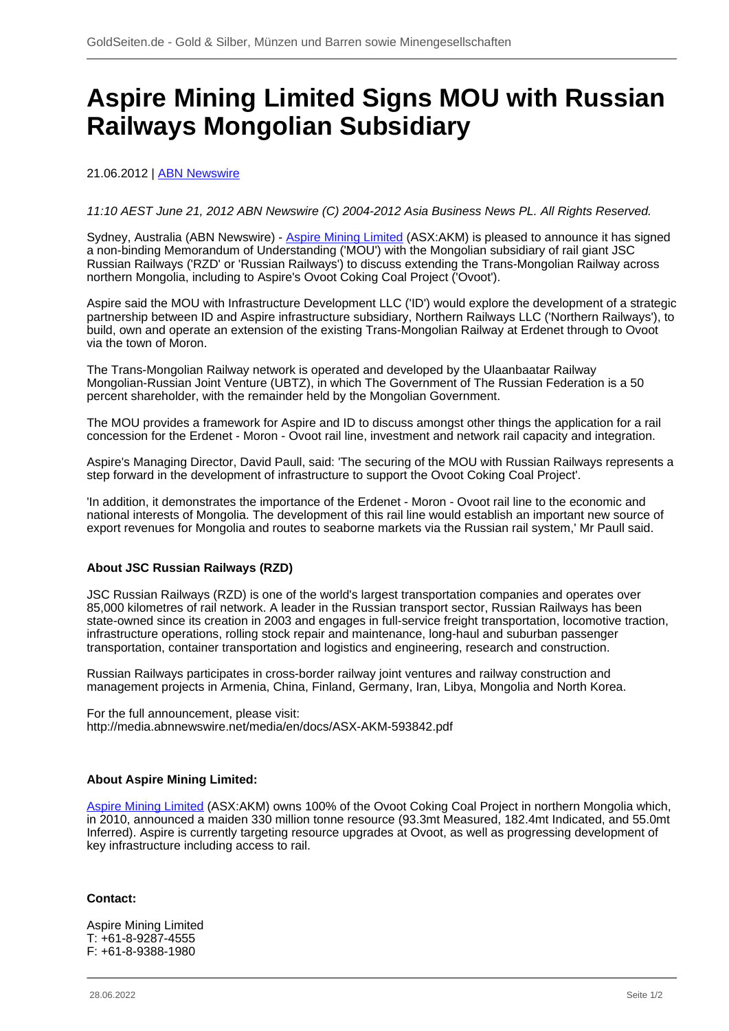# Aspire Mining Limited Signs MOU with Russian Railways Mongolian Subsidiary

21.06.2012 | ABN Newswire

*11:10 AEST June 21, 2012 ABN Newswire (C) 2004-2012 Asia Business News PL. All Rights Reserved.*

Sydney, Australia (ABN Newswire) - Aspire Mining Limited (ASX:AKM) is pleased to announce it has signed a non-binding Memorandum of Understanding ('MOU') with the Mongolian subsidiary of rail giant JSC Russian Railways ('RZD' or 'Russian Railways') to discuss extending the Trans-Mongolian Railway across northern Mongolia, including to Aspire's Ovoot Coking Coal Project ('Ovoot').

Aspire said the MOU with Infrastructure Development LLC ('ID') would explore the development of a strategic partnership between ID and Aspire infrastructure subsidiary, Northern Railways LLC ('Northern Railways'), to build, own and operate an extension of the existing Trans-Mongolian Railway at Erdenet through to Ovoot via the town of Moron.

The Trans-Mongolian Railway network is operated and developed by the Ulaanbaatar Railway Mongolian-Russian Joint Venture (UBTZ), in which The Government of The Russian Federation is a 50 percent shareholder, with the remainder held by the Mongolian Government.

The MOU provides a framework for Aspire and ID to discuss amongst other things the application for a rail concession for the Erdenet - Moron - Ovoot rail line, investment and network rail capacity and integration.

Aspire's Managing Director, David Paull, said: 'The securing of the MOU with Russian Railways represents a step forward in the development of infrastructure to support the Ovoot Coking Coal Project'.

'In addition, it demonstrates the importance of the Erdenet - Moron - Ovoot rail line to the economic and national interests of Mongolia. The development of this rail line would establish an important new source of export revenues for Mongolia and routes to seaborne markets via the Russian rail system,' Mr Paull said.

**About JSC Russian Railways (RZD)**

JSC Russian Railways (RZD) is one of the world's largest transportation companies and operates over 85,000 kilometres of rail network. A leader in the Russian transport sector, Russian Railways has been state-owned since its creation in 2003 and engages in full-service freight transportation, locomotive traction, infrastructure operations, rolling stock repair and maintenance, long-haul and suburban passenger transportation, container transportation and logistics and engineering, research and construction.

Russian Railways participates in cross-border railway joint ventures and railway construction and management projects in Armenia, China, Finland, Germany, Iran, Libya, Mongolia and North Korea.

For the full announcement, please visit:
http://media.abnnewswire.net/media/en/docs/ASX-AKM-593842.pdf

**About Aspire Mining Limited:**

Aspire Mining Limited (ASX:AKM) owns 100% of the Ovoot Coking Coal Project in northern Mongolia which, in 2010, announced a maiden 330 million tonne resource (93.3mt Measured, 182.4mt Indicated, and 55.0mt Inferred). Aspire is currently targeting resource upgrades at Ovoot, as well as progressing development of key infrastructure including access to rail.

**Contact:**

Aspire Mining Limited
T: +61-8-9287-4555
F: +61-8-9388-1980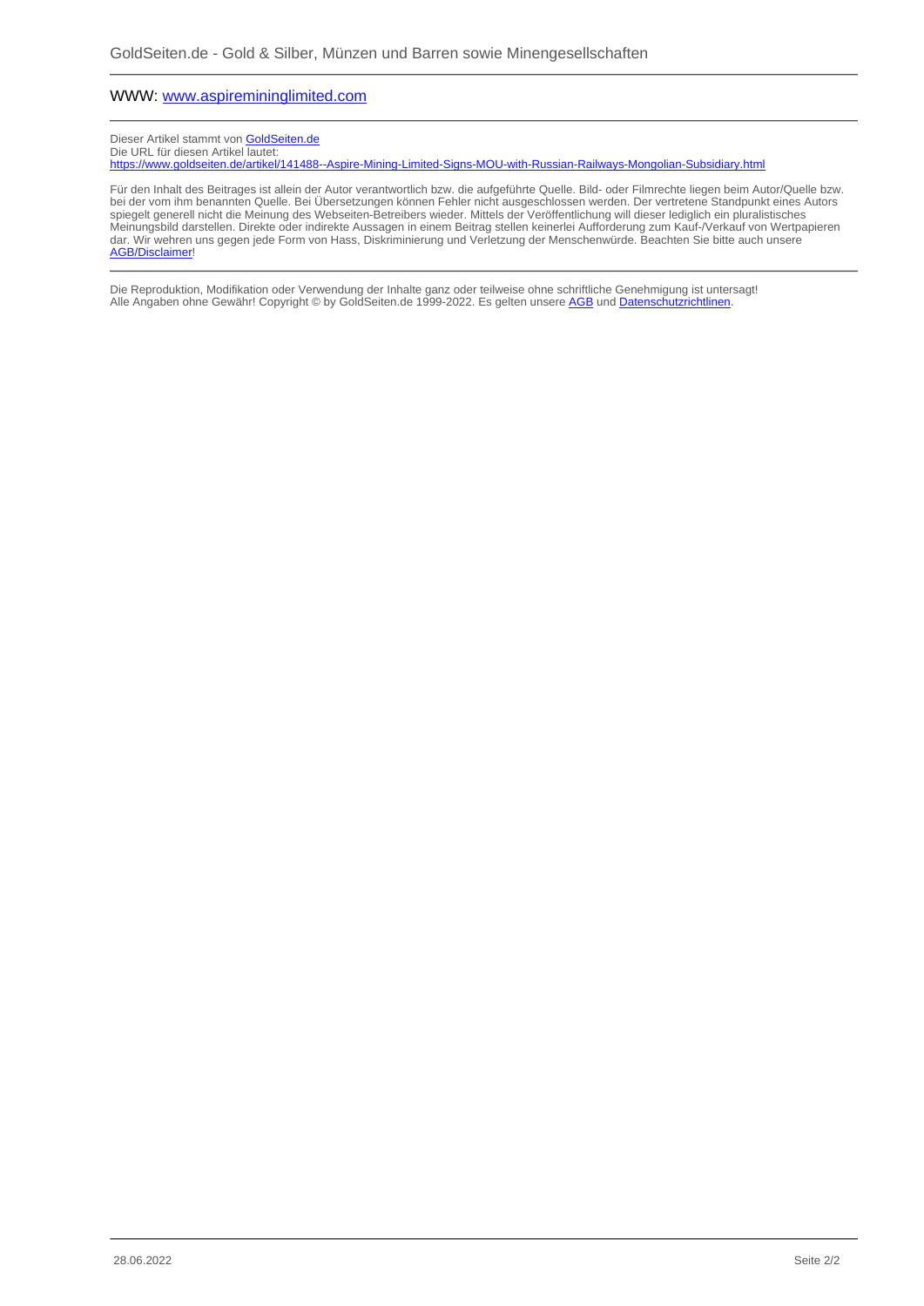WWW: www.aspiremininglimited.com

Dieser Artikel stammt von GoldSeiten.de
Die URL für diesen Artikel lautet:
https://www.goldseiten.de/artikel/141488--Aspire-Mining-Limited-Signs-MOU-with-Russian-Railways-Mongolian-Subsidiary.html

Für den Inhalt des Beitrages ist allein der Autor verantwortlich bzw. die aufgeführte Quelle. Bild- oder Filmrechte liegen beim Autor/Quelle bzw. bei der vom ihm benannten Quelle. Bei Übersetzungen können Fehler nicht ausgeschlossen werden. Der vertretene Standpunkt eines Autors spiegelt generell nicht die Meinung des Webseiten-Betreibers wieder. Mittels der Veröffentlichung will dieser lediglich ein pluralistisches Meinungsbild darstellen. Direkte oder indirekte Aussagen in einem Beitrag stellen keinerlei Aufforderung zum Kauf-/Verkauf von Wertpapieren dar. Wir wehren uns gegen jede Form von Hass, Diskriminierung und Verletzung der Menschenwürde. Beachten Sie bitte auch unsere AGB/Disclaimer!

Die Reproduktion, Modifikation oder Verwendung der Inhalte ganz oder teilweise ohne schriftliche Genehmigung ist untersagt!
Alle Angaben ohne Gewähr! Copyright © by GoldSeiten.de 1999-2022. Es gelten unsere AGB und Datenschutzrichtlinen.